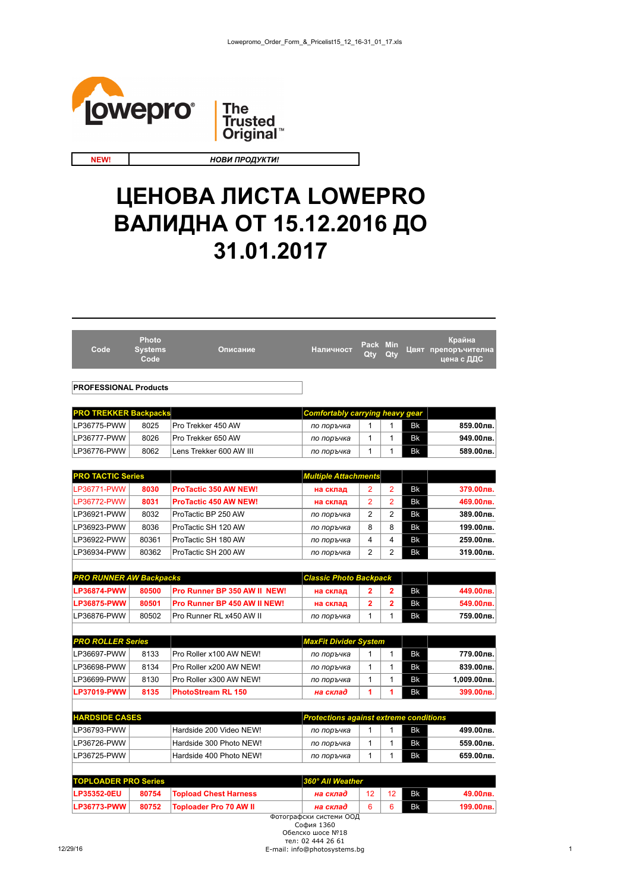lowepro The Trusted Original™

| NEW! | НОВИ ПРОДУКТИ! |
|---|---|

# ЦЕНОВА ЛИСТА LOWEPRO ВАЛИДНА ОТ 15.12.2016 ДО 31.01.2017

| Code | Photo Systems Code | Описание | Наличност | Pack Qty | Min Qty | Цвят | Крайна препоръчителна цена с ДДС |
|---|---|---|---|---|---|---|---|
| **PROFESSIONAL Products** | | | | | | | |
| **PRO TREKKER Backpacks** | | | *Comfortably carrying heavy gear* | | | | |
| LP36775-PWW | 8025 | Pro Trekker 450 AW | *по поръчка* | 1 | 1 | Bk | **859.00лв.** |
| LP36777-PWW | 8026 | Pro Trekker 650 AW | *по поръчка* | 1 | 1 | Bk | **949.00лв.** |
| LP36776-PWW | 8062 | Lens Trekker 600 AW III | *по поръчка* | 1 | 1 | Bk | **589.00лв.** |
| **PRO TACTIC Series** | | | *Multiple Attachments* | | | | |
| LP36771-PWW | **8030** | **ProTactic 350 AW NEW!** | **на склад** | 2 | 2 | Bk | **379.00лв.** |
| LP36772-PWW | **8031** | **ProTactic 450 AW NEW!** | **на склад** | 2 | 2 | Bk | **469.00лв.** |
| LP36921-PWW | 8032 | ProTactic BP 250 AW | *по поръчка* | 2 | 2 | Bk | **389.00лв.** |
| LP36923-PWW | 8036 | ProTactic SH 120 AW | *по поръчка* | 8 | 8 | Bk | **199.00лв.** |
| LP36922-PWW | 80361 | ProTactic SH 180 AW | *по поръчка* | 4 | 4 | Bk | **259.00лв.** |
| LP36934-PWW | 80362 | ProTactic SH 200 AW | *по поръчка* | 2 | 2 | Bk | **319.00лв.** |
| ***PRO RUNNER AW Backpacks*** | | | *Classic Photo Backpack* | | | | |
| **LP36874-PWW** | **80500** | **Pro Runner BP 350 AW II NEW!** | **на склад** | **2** | **2** | Bk | **449.00лв.** |
| **LP36875-PWW** | **80501** | **Pro Runner BP 450 AW II NEW!** | **на склад** | **2** | **2** | Bk | **549.00лв.** |
| LP36876-PWW | 80502 | Pro Runner RL x450 AW II | *по поръчка* | 1 | 1 | Bk | **759.00лв.** |
| ***PRO ROLLER Series*** | | | *MaxFit Divider System* | | | | |
| LP36697-PWW | 8133 | Pro Roller x100 AW NEW! | *по поръчка* | 1 | 1 | Bk | **779.00лв.** |
| LP36698-PWW | 8134 | Pro Roller x200 AW NEW! | *по поръчка* | 1 | 1 | Bk | **839.00лв.** |
| LP36699-PWW | 8130 | Pro Roller x300 AW NEW! | *по поръчка* | 1 | 1 | Bk | **1,009.00лв.** |
| **LP37019-PWW** | **8135** | **PhotoStream RL 150** | ***на склад*** | **1** | **1** | Bk | **399.00лв.** |
| **HARDSIDE CASES** | | | *Protections against extreme conditions* | | | | |
| LP36793-PWW | | Hardside 200 Video NEW! | *по поръчка* | 1 | 1 | Bk | **499.00лв.** |
| LP36726-PWW | | Hardside 300 Photo NEW! | *по поръчка* | 1 | 1 | Bk | **559.00лв.** |
| LP36725-PWW | | Hardside 400 Photo NEW! | *по поръчка* | 1 | 1 | Bk | **659.00лв.** |
| **TOPLOADER PRO Series** | | | *360° All Weather* | | | | |
| **LP35352-0EU** | **80754** | **Topload Chest Harness** | ***на склад*** | 12 | 12 | Bk | **49.00лв.** |
| **LP36773-PWW** | **80752** | **Toploader Pro 70 AW II** | ***на склад*** | 6 | 6 | Bk | **199.00лв.** |

Фотографски системи ООД
София 1360
Обелско шосе №18
тел: 02 444 26 61
E-mail: info@photosystems.bg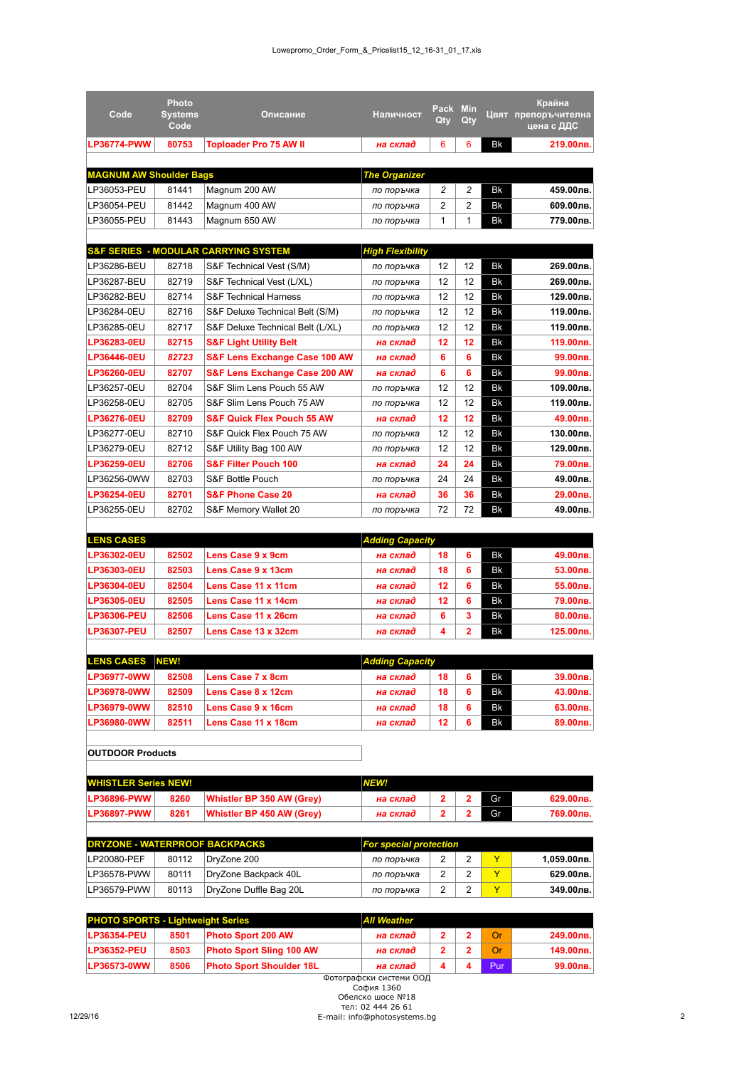| Code | Photo Systems Code | Описание | Наличност | Pack Qty | Min Qty | Цвят | Крайна препоръчителна цена с ДДС |
|---|---|---|---|---|---|---|---|
| **LP36774-PWW** | **80753** | **Toploader Pro 75 AW II** | ***на склад*** | 6 | 6 | Bk | **219.00лв.** |
| | | | | | | | |
| **MAGNUM AW Shoulder Bags** | | | ***The Organizer*** | | | | |
| LP36053-PEU | 81441 | Magnum 200 AW | *по поръчка* | 2 | 2 | Bk | **459.00лв.** |
| LP36054-PEU | 81442 | Magnum 400 AW | *по поръчка* | 2 | 2 | Bk | **609.00лв.** |
| LP36055-PEU | 81443 | Magnum 650 AW | *по поръчка* | 1 | 1 | Bk | **779.00лв.** |
| | | | | | | | |
| **S&F SERIES - MODULAR CARRYING SYSTEM** | | | ***High Flexibility*** | | | | |
| LP36286-BEU | 82718 | S&F Technical Vest (S/M) | *по поръчка* | 12 | 12 | Bk | **269.00лв.** |
| LP36287-BEU | 82719 | S&F Technical Vest (L/XL) | *по поръчка* | 12 | 12 | Bk | **269.00лв.** |
| LP36282-BEU | 82714 | S&F Technical Harness | *по поръчка* | 12 | 12 | Bk | **129.00лв.** |
| LP36284-0EU | 82716 | S&F Deluxe Technical Belt (S/M) | *по поръчка* | 12 | 12 | Bk | **119.00лв.** |
| LP36285-0EU | 82717 | S&F Deluxe Technical Belt (L/XL) | *по поръчка* | 12 | 12 | Bk | **119.00лв.** |
| **LP36283-0EU** | **82715** | **S&F Light Utility Belt** | ***на склад*** | **12** | **12** | Bk | **119.00лв.** |
| **LP36446-0EU** | ***82723*** | **S&F Lens Exchange Case 100 AW** | ***на склад*** | **6** | **6** | Bk | **99.00лв.** |
| **LP36260-0EU** | **82707** | **S&F Lens Exchange Case 200 AW** | ***на склад*** | **6** | **6** | Bk | **99.00лв.** |
| LP36257-0EU | 82704 | S&F Slim Lens Pouch 55 AW | *по поръчка* | 12 | 12 | Bk | **109.00лв.** |
| LP36258-0EU | 82705 | S&F Slim Lens Pouch 75 AW | *по поръчка* | 12 | 12 | Bk | **119.00лв.** |
| **LP36276-0EU** | **82709** | **S&F Quick Flex Pouch 55 AW** | ***на склад*** | **12** | **12** | Bk | **49.00лв.** |
| LP36277-0EU | 82710 | S&F Quick Flex Pouch 75 AW | *по поръчка* | 12 | 12 | Bk | **130.00лв.** |
| LP36279-0EU | 82712 | S&F Utility Bag 100 AW | *по поръчка* | 12 | 12 | Bk | **129.00лв.** |
| **LP36259-0EU** | **82706** | **S&F Filter Pouch 100** | ***на склад*** | **24** | **24** | Bk | **79.00лв.** |
| LP36256-0WW | 82703 | S&F Bottle Pouch | *по поръчка* | 24 | 24 | Bk | **49.00лв.** |
| **LP36254-0EU** | **82701** | **S&F Phone Case 20** | ***на склад*** | **36** | **36** | Bk | **29.00лв.** |
| LP36255-0EU | 82702 | S&F Memory Wallet 20 | *по поръчка* | 72 | 72 | Bk | **49.00лв.** |
| | | | | | | | |
| **LENS CASES** | | | ***Adding Capacity*** | | | | |
| **LP36302-0EU** | **82502** | **Lens Case 9 x 9cm** | ***на склад*** | **18** | **6** | Bk | **49.00лв.** |
| **LP36303-0EU** | **82503** | **Lens Case 9 x 13cm** | ***на склад*** | **18** | **6** | Bk | **53.00лв.** |
| **LP36304-0EU** | **82504** | **Lens Case 11 x 11cm** | ***на склад*** | **12** | **6** | Bk | **55.00лв.** |
| **LP36305-0EU** | **82505** | **Lens Case 11 x 14cm** | ***на склад*** | **12** | **6** | Bk | **79.00лв.** |
| **LP36306-PEU** | **82506** | **Lens Case 11 x 26cm** | ***на склад*** | **6** | **3** | Bk | **80.00лв.** |
| **LP36307-PEU** | **82507** | **Lens Case 13 x 32cm** | ***на склад*** | **4** | **2** | Bk | **125.00лв.** |
| | | | | | | | |
| **LENS CASES** | **NEW!** | | ***Adding Capacity*** | | | | |
| **LP36977-0WW** | **82508** | **Lens Case 7 x 8cm** | ***на склад*** | **18** | **6** | Bk | **39.00лв.** |
| **LP36978-0WW** | **82509** | **Lens Case 8 x 12cm** | ***на склад*** | **18** | **6** | Bk | **43.00лв.** |
| **LP36979-0WW** | **82510** | **Lens Case 9 x 16cm** | ***на склад*** | **18** | **6** | Bk | **63.00лв.** |
| **LP36980-0WW** | **82511** | **Lens Case 11 x 18cm** | ***на склад*** | **12** | **6** | Bk | **89.00лв.** |
| | | | | | | | |
| **OUTDOOR Products** | | | | | | | |
| | | | | | | | |
| **WHISTLER Series NEW!** | | | ***NEW!*** | | | | |
| **LP36896-PWW** | **8260** | **Whistler BP 350 AW (Grey)** | ***на склад*** | **2** | **2** | Gr | **629.00лв.** |
| **LP36897-PWW** | **8261** | **Whistler BP 450 AW (Grey)** | ***на склад*** | **2** | **2** | Gr | **769.00лв.** |
| | | | | | | | |
| **DRYZONE - WATERPROOF BACKPACKS** | | | ***For special protection*** | | | | |
| LP20080-PEF | 80112 | DryZone 200 | *по поръчка* | 2 | 2 | Y | **1,059.00лв.** |
| LP36578-PWW | 80111 | DryZone Backpack 40L | *по поръчка* | 2 | 2 | Y | **629.00лв.** |
| LP36579-PWW | 80113 | DryZone Duffle Bag 20L | *по поръчка* | 2 | 2 | Y | **349.00лв.** |
| | | | | | | | |
| **PHOTO SPORTS - Lightweight Series** | | | ***All Weather*** | | | | |
| **LP36354-PEU** | **8501** | **Photo Sport 200 AW** | ***на склад*** | **2** | **2** | Or | **249.00лв.** |
| **LP36352-PEU** | **8503** | **Photo Sport Sling 100 AW** | ***на склад*** | **2** | **2** | Or | **149.00лв.** |
| **LP36573-0WW** | **8506** | **Photo Sport Shoulder 18L** | ***на склад*** | **4** | **4** | Pur | **99.00лв.** |

Фотографски системи ООД
София 1360
Обелско шосе №18
тел: 02 444 26 61
E-mail: info@photosystems.bg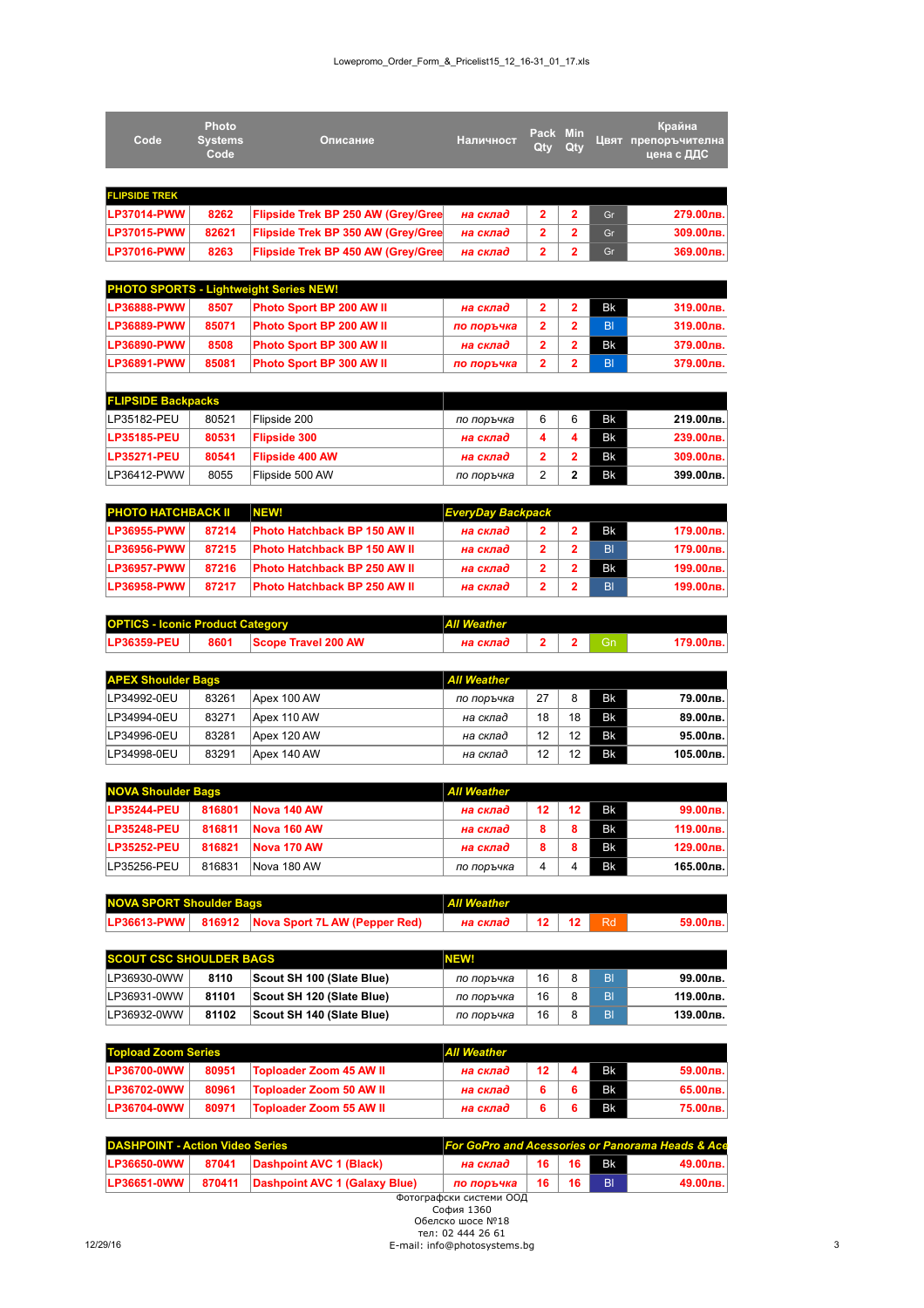| Code | Photo Systems Code | Описание | Наличност | Pack Qty | Min Qty | Цвят | Крайна препоръчителна цена с ДДС |
|---|---|---|---|---|---|---|---|
| **FLIPSIDE TREK** | | | | | | | |
| LP37014-PWW | 8262 | Flipside Trek BP 250 AW (Grey/Gree | на склад | 2 | 2 | Gr | 279.00лв. |
| LP37015-PWW | 82621 | Flipside Trek BP 350 AW (Grey/Gree | на склад | 2 | 2 | Gr | 309.00лв. |
| LP37016-PWW | 8263 | Flipside Trek BP 450 AW (Grey/Gree | на склад | 2 | 2 | Gr | 369.00лв. |
| **PHOTO SPORTS - Lightweight Series NEW!** | | | | | | | |
| LP36888-PWW | 8507 | Photo Sport BP 200 AW II | на склад | 2 | 2 | Bk | 319.00лв. |
| LP36889-PWW | 85071 | Photo Sport BP 200 AW II | по поръчка | 2 | 2 | Bl | 319.00лв. |
| LP36890-PWW | 8508 | Photo Sport BP 300 AW II | на склад | 2 | 2 | Bk | 379.00лв. |
| LP36891-PWW | 85081 | Photo Sport BP 300 AW II | по поръчка | 2 | 2 | Bl | 379.00лв. |
| **FLIPSIDE Backpacks** | | | | | | | |
| LP35182-PEU | 80521 | Flipside 200 | по поръчка | 6 | 6 | Bk | 219.00лв. |
| LP35185-PEU | 80531 | Flipside 300 | на склад | 4 | 4 | Bk | 239.00лв. |
| LP35271-PEU | 80541 | Flipside 400 AW | на склад | 2 | 2 | Bk | 309.00лв. |
| LP36412-PWW | 8055 | Flipside 500 AW | по поръчка | 2 | 2 | Bk | 399.00лв. |
| **PHOTO HATCHBACK II** | | **NEW!** | ***EveryDay Backpack*** | | | | |
| LP36955-PWW | 87214 | Photo Hatchback BP 150 AW II | на склад | 2 | 2 | Bk | 179.00лв. |
| LP36956-PWW | 87215 | Photo Hatchback BP 150 AW II | на склад | 2 | 2 | Bl | 179.00лв. |
| LP36957-PWW | 87216 | Photo Hatchback BP 250 AW II | на склад | 2 | 2 | Bk | 199.00лв. |
| LP36958-PWW | 87217 | Photo Hatchback BP 250 AW II | на склад | 2 | 2 | Bl | 199.00лв. |
| **OPTICS - Iconic Product Category** | | | ***All Weather*** | | | | |
| LP36359-PEU | 8601 | Scope Travel 200 AW | на склад | 2 | 2 | Gn | 179.00лв. |
| **APEX Shoulder Bags** | | | ***All Weather*** | | | | |
| LP34992-0EU | 83261 | Apex 100 AW | по поръчка | 27 | 8 | Bk | 79.00лв. |
| LP34994-0EU | 83271 | Apex 110 AW | на склад | 18 | 18 | Bk | 89.00лв. |
| LP34996-0EU | 83281 | Apex 120 AW | на склад | 12 | 12 | Bk | 95.00лв. |
| LP34998-0EU | 83291 | Apex 140 AW | на склад | 12 | 12 | Bk | 105.00лв. |
| **NOVA Shoulder Bags** | | | ***All Weather*** | | | | |
| LP35244-PEU | 816801 | Nova 140 AW | на склад | 12 | 12 | Bk | 99.00лв. |
| LP35248-PEU | 816811 | Nova 160 AW | на склад | 8 | 8 | Bk | 119.00лв. |
| LP35252-PEU | 816821 | Nova 170 AW | на склад | 8 | 8 | Bk | 129.00лв. |
| LP35256-PEU | 816831 | Nova 180 AW | по поръчка | 4 | 4 | Bk | 165.00лв. |
| **NOVA SPORT Shoulder Bags** | | | ***All Weather*** | | | | |
| LP36613-PWW | 816912 | Nova Sport 7L AW (Pepper Red) | на склад | 12 | 12 | Rd | 59.00лв. |
| **SCOUT CSC SHOULDER BAGS** | | | **NEW!** | | | | |
| LP36930-0WW | 8110 | Scout SH 100 (Slate Blue) | по поръчка | 16 | 8 | Bl | 99.00лв. |
| LP36931-0WW | 81101 | Scout SH 120 (Slate Blue) | по поръчка | 16 | 8 | Bl | 119.00лв. |
| LP36932-0WW | 81102 | Scout SH 140 (Slate Blue) | по поръчка | 16 | 8 | Bl | 139.00лв. |
| **Topload Zoom Series** | | | ***All Weather*** | | | | |
| LP36700-0WW | 80951 | Toploader Zoom 45 AW II | на склад | 12 | 4 | Bk | 59.00лв. |
| LP36702-0WW | 80961 | Toploader Zoom 50 AW II | на склад | 6 | 6 | Bk | 65.00лв. |
| LP36704-0WW | 80971 | Toploader Zoom 55 AW II | на склад | 6 | 6 | Bk | 75.00лв. |
| **DASHPOINT - Action Video Series** | | | ***For GoPro and Acessories or Panorama Heads & Ace*** | | | | |
| LP36650-0WW | 87041 | Dashpoint AVC 1 (Black) | на склад | 16 | 16 | Bk | 49.00лв. |
| LP36651-0WW | 870411 | Dashpoint AVC 1 (Galaxy Blue) | по поръчка | 16 | 16 | Bl | 49.00лв. |

Фотографски системи ООД
София 1360
Обелско шосе №18
тел: 02 444 26 61
E-mail: info@photosystems.bg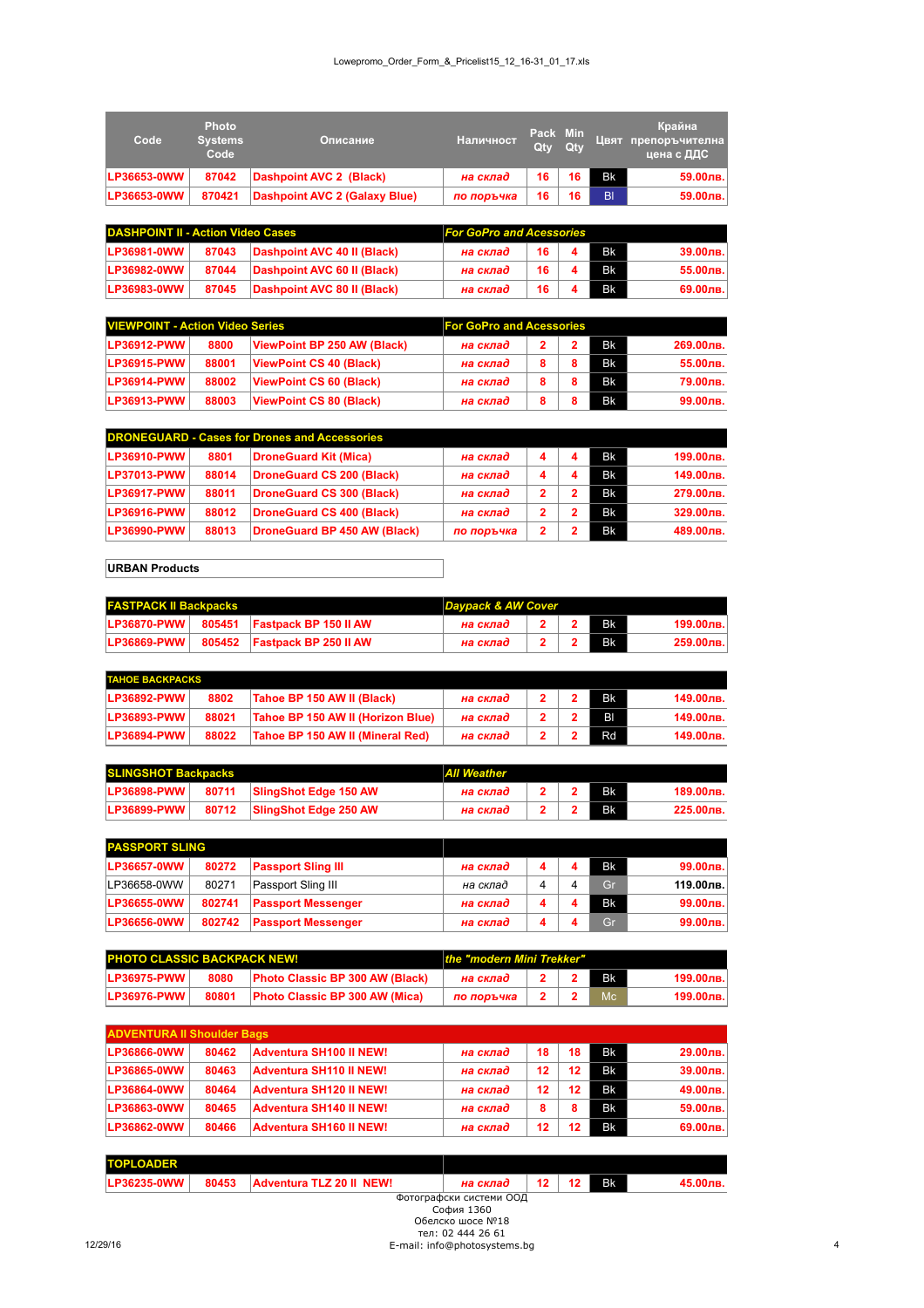| Code | Photo Systems Code | Описание | Наличност | Pack Qty | Min Qty | Цвят | Крайна препоръчителна цена с ДДС |
|---|---|---|---|---|---|---|---|
| LP36653-0WW | 87042 | Dashpoint AVC 2 (Black) | на склад | 16 | 16 | Bk | 59.00лв. |
| LP36653-0WW | 870421 | Dashpoint AVC 2 (Galaxy Blue) | по поръчка | 16 | 16 | Bl | 59.00лв. |
| **DASHPOINT II - Action Video Cases** | | | *For GoPro and Acessories* | | | | |
| LP36981-0WW | 87043 | Dashpoint AVC 40 II (Black) | на склад | 16 | 4 | Bk | 39.00лв. |
| LP36982-0WW | 87044 | Dashpoint AVC 60 II (Black) | на склад | 16 | 4 | Bk | 55.00лв. |
| LP36983-0WW | 87045 | Dashpoint AVC 80 II (Black) | на склад | 16 | 4 | Bk | 69.00лв. |
| **VIEWPOINT - Action Video Series** | | | *For GoPro and Acessories* | | | | |
| LP36912-PWW | 8800 | ViewPoint BP 250 AW (Black) | на склад | 2 | 2 | Bk | 269.00лв. |
| LP36915-PWW | 88001 | ViewPoint CS 40 (Black) | на склад | 8 | 8 | Bk | 55.00лв. |
| LP36914-PWW | 88002 | ViewPoint CS 60 (Black) | на склад | 8 | 8 | Bk | 79.00лв. |
| LP36913-PWW | 88003 | ViewPoint CS 80 (Black) | на склад | 8 | 8 | Bk | 99.00лв. |
| **DRONEGUARD - Cases for Drones and Accessories** | | | | | | | |
| LP36910-PWW | 8801 | DroneGuard Kit (Mica) | на склад | 4 | 4 | Bk | 199.00лв. |
| LP37013-PWW | 88014 | DroneGuard CS 200 (Black) | на склад | 4 | 4 | Bk | 149.00лв. |
| LP36917-PWW | 88011 | DroneGuard CS 300 (Black) | на склад | 2 | 2 | Bk | 279.00лв. |
| LP36916-PWW | 88012 | DroneGuard CS 400 (Black) | на склад | 2 | 2 | Bk | 329.00лв. |
| LP36990-PWW | 88013 | DroneGuard BP 450 AW (Black) | по поръчка | 2 | 2 | Bk | 489.00лв. |
| **URBAN Products** | | | | | | | |
| **FASTPACK II Backpacks** | | | *Daypack & AW Cover* | | | | |
| LP36870-PWW | 805451 | Fastpack BP 150 II AW | на склад | 2 | 2 | Bk | 199.00лв. |
| LP36869-PWW | 805452 | Fastpack BP 250 II AW | на склад | 2 | 2 | Bk | 259.00лв. |
| **TAHOE BACKPACKS** | | | | | | | |
| LP36892-PWW | 8802 | Tahoe BP 150 AW II (Black) | на склад | 2 | 2 | Bk | 149.00лв. |
| LP36893-PWW | 88021 | Tahoe BP 150 AW II (Horizon Blue) | на склад | 2 | 2 | Bl | 149.00лв. |
| LP36894-PWW | 88022 | Tahoe BP 150 AW II (Mineral Red) | на склад | 2 | 2 | Rd | 149.00лв. |
| **SLINGSHOT Backpacks** | | | *All Weather* | | | | |
| LP36898-PWW | 80711 | SlingShot Edge 150 AW | на склад | 2 | 2 | Bk | 189.00лв. |
| LP36899-PWW | 80712 | SlingShot Edge 250 AW | на склад | 2 | 2 | Bk | 225.00лв. |
| **PASSPORT SLING** | | | | | | | |
| LP36657-0WW | 80272 | Passport Sling III | на склад | 4 | 4 | Bk | 99.00лв. |
| LP36658-0WW | 80271 | Passport Sling III | на склад | 4 | 4 | Gr | 119.00лв. |
| LP36655-0WW | 802741 | Passport Messenger | на склад | 4 | 4 | Bk | 99.00лв. |
| LP36656-0WW | 802742 | Passport Messenger | на склад | 4 | 4 | Gr | 99.00лв. |
| **PHOTO CLASSIC BACKPACK NEW!** | | | *the "modern Mini Trekker"* | | | | |
| LP36975-PWW | 8080 | Photo Classic BP 300 AW (Black) | на склад | 2 | 2 | Bk | 199.00лв. |
| LP36976-PWW | 80801 | Photo Classic BP 300 AW (Mica) | по поръчка | 2 | 2 | Mc | 199.00лв. |
| **ADVENTURA II Shoulder Bags** | | | | | | | |
| LP36866-0WW | 80462 | Adventura SH100 II NEW! | на склад | 18 | 18 | Bk | 29.00лв. |
| LP36865-0WW | 80463 | Adventura SH110 II NEW! | на склад | 12 | 12 | Bk | 39.00лв. |
| LP36864-0WW | 80464 | Adventura SH120 II NEW! | на склад | 12 | 12 | Bk | 49.00лв. |
| LP36863-0WW | 80465 | Adventura SH140 II NEW! | на склад | 8 | 8 | Bk | 59.00лв. |
| LP36862-0WW | 80466 | Adventura SH160 II NEW! | на склад | 12 | 12 | Bk | 69.00лв. |
| **TOPLOADER** | | | | | | | |
| LP36235-0WW | 80453 | Adventura TLZ 20 II NEW! | на склад | 12 | 12 | Bk | 45.00лв. |

Фотографски системи ООД
София 1360
Обелско шосе №18
тел: 02 444 26 61
E-mail: info@photosystems.bg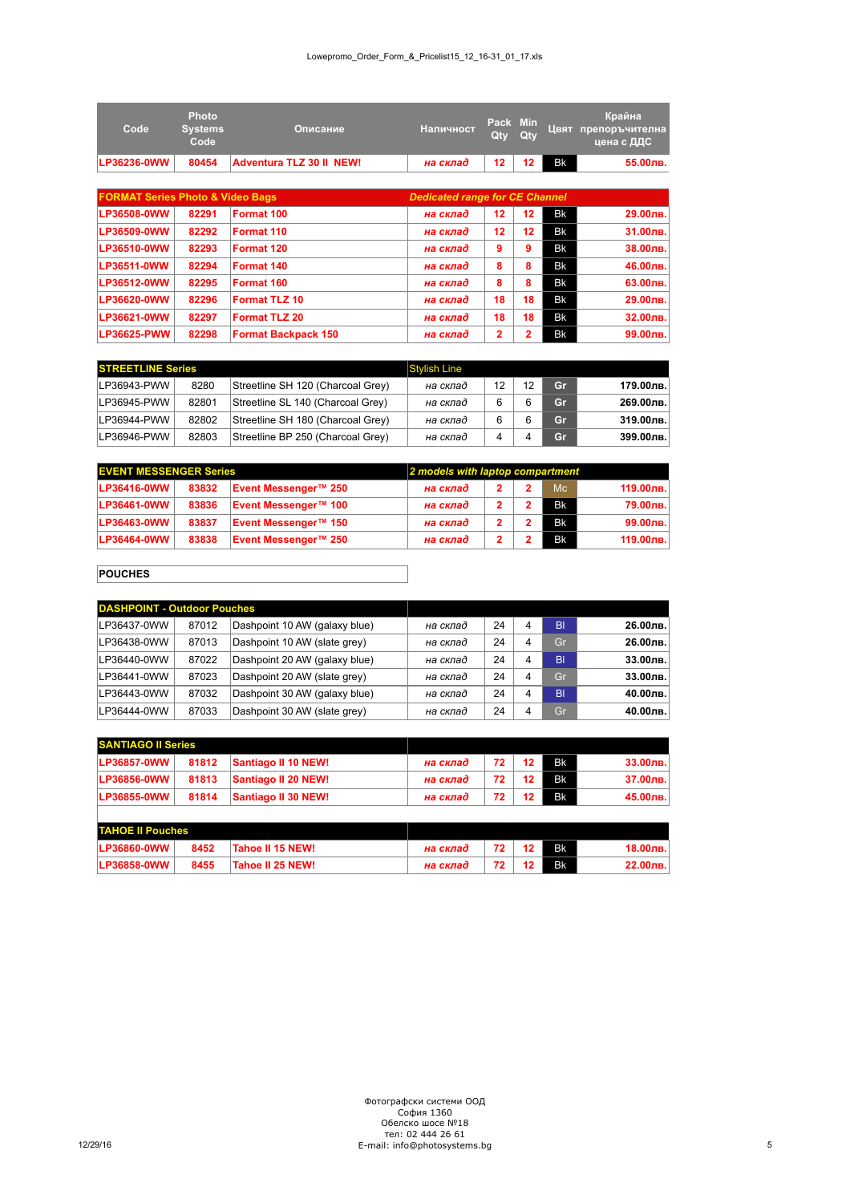| Code | Photo Systems Code | Описание | Наличност | Pack Qty | Min Qty | Цвят | Крайна препоръчителна цена с ДДС |
|---|---|---|---|---|---|---|---|
| LP36236-0WW | 80454 | Adventura TLZ 30 II NEW! | на склад | 12 | 12 | Bk | 55.00лв. |
| FORMAT Series Photo & Video Bags | | | Dedicated range for CE Channel | | | | |
| LP36508-0WW | 82291 | Format 100 | на склад | 12 | 12 | Bk | 29.00лв. |
| LP36509-0WW | 82292 | Format 110 | на склад | 12 | 12 | Bk | 31.00лв. |
| LP36510-0WW | 82293 | Format 120 | на склад | 9 | 9 | Bk | 38.00лв. |
| LP36511-0WW | 82294 | Format 140 | на склад | 8 | 8 | Bk | 46.00лв. |
| LP36512-0WW | 82295 | Format 160 | на склад | 8 | 8 | Bk | 63.00лв. |
| LP36620-0WW | 82296 | Format TLZ 10 | на склад | 18 | 18 | Bk | 29.00лв. |
| LP36621-0WW | 82297 | Format TLZ 20 | на склад | 18 | 18 | Bk | 32.00лв. |
| LP36625-PWW | 82298 | Format Backpack 150 | на склад | 2 | 2 | Bk | 99.00лв. |
| STREETLINE Series | | | Stylish Line | | | | |
| LP36943-PWW | 8280 | Streetline SH 120 (Charcoal Grey) | на склад | 12 | 12 | Gr | 179.00лв. |
| LP36945-PWW | 82801 | Streetline SL 140 (Charcoal Grey) | на склад | 6 | 6 | Gr | 269.00лв. |
| LP36944-PWW | 82802 | Streetline SH 180 (Charcoal Grey) | на склад | 6 | 6 | Gr | 319.00лв. |
| LP36946-PWW | 82803 | Streetline BP 250 (Charcoal Grey) | на склад | 4 | 4 | Gr | 399.00лв. |
| EVENT MESSENGER Series | | | 2 models with laptop compartment | | | | |
| LP36416-0WW | 83832 | Event Messenger™ 250 | на склад | 2 | 2 | Mc | 119.00лв. |
| LP36461-0WW | 83836 | Event Messenger™ 100 | на склад | 2 | 2 | Bk | 79.00лв. |
| LP36463-0WW | 83837 | Event Messenger™ 150 | на склад | 2 | 2 | Bk | 99.00лв. |
| LP36464-0WW | 83838 | Event Messenger™ 250 | на склад | 2 | 2 | Bk | 119.00лв. |
| POUCHES | | | | | | | |
| DASHPOINT - Outdoor Pouches | | | | | | | |
| LP36437-0WW | 87012 | Dashpoint 10 AW (galaxy blue) | на склад | 24 | 4 | Bl | 26.00лв. |
| LP36438-0WW | 87013 | Dashpoint 10 AW (slate grey) | на склад | 24 | 4 | Gr | 26.00лв. |
| LP36440-0WW | 87022 | Dashpoint 20 AW (galaxy blue) | на склад | 24 | 4 | Bl | 33.00лв. |
| LP36441-0WW | 87023 | Dashpoint 20 AW (slate grey) | на склад | 24 | 4 | Gr | 33.00лв. |
| LP36443-0WW | 87032 | Dashpoint 30 AW (galaxy blue) | на склад | 24 | 4 | Bl | 40.00лв. |
| LP36444-0WW | 87033 | Dashpoint 30 AW (slate grey) | на склад | 24 | 4 | Gr | 40.00лв. |
| SANTIAGO II Series | | | | | | | |
| LP36857-0WW | 81812 | Santiago II 10 NEW! | на склад | 72 | 12 | Bk | 33.00лв. |
| LP36856-0WW | 81813 | Santiago II 20 NEW! | на склад | 72 | 12 | Bk | 37.00лв. |
| LP36855-0WW | 81814 | Santiago II 30 NEW! | на склад | 72 | 12 | Bk | 45.00лв. |
| TAHOE II Pouches | | | | | | | |
| LP36860-0WW | 8452 | Tahoe II 15 NEW! | на склад | 72 | 12 | Bk | 18.00лв. |
| LP36858-0WW | 8455 | Tahoe II 25 NEW! | на склад | 72 | 12 | Bk | 22.00лв. |

Фотографски системи ООД
София 1360
Обелско шосе №18
тел: 02 444 26 61
E-mail: info@photosystems.bg